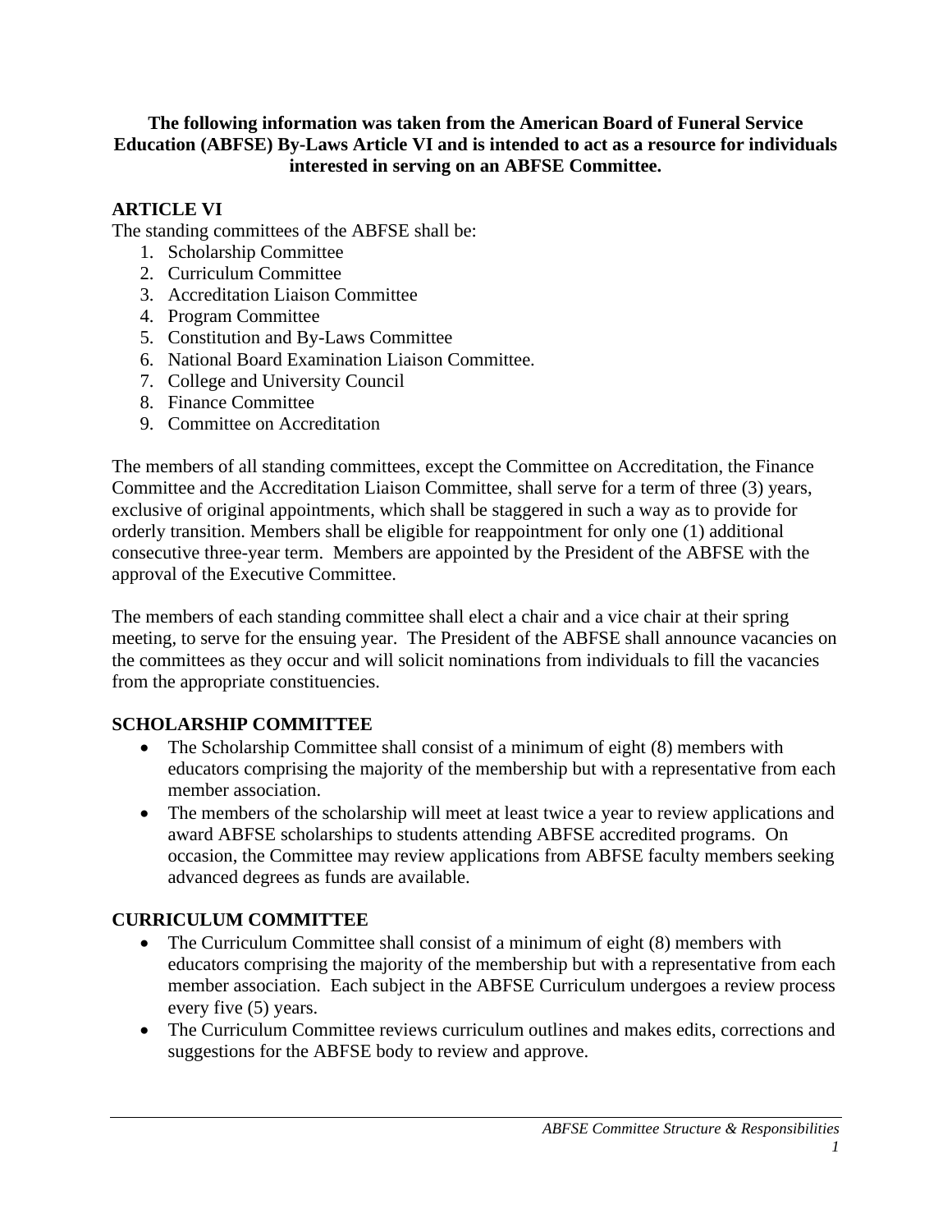**The following information was taken from the American Board of Funeral Service Education (ABFSE) By-Laws Article VI and is intended to act as a resource for individuals interested in serving on an ABFSE Committee.**

## ARTICLE VI

The standing committees of the ABFSE shall be:

1. Scholarship Committee
2. Curriculum Committee
3. Accreditation Liaison Committee
4. Program Committee
5. Constitution and By-Laws Committee
6. National Board Examination Liaison Committee.
7. College and University Council
8. Finance Committee
9. Committee on Accreditation

The members of all standing committees, except the Committee on Accreditation, the Finance Committee and the Accreditation Liaison Committee, shall serve for a term of three (3) years, exclusive of original appointments, which shall be staggered in such a way as to provide for orderly transition. Members shall be eligible for reappointment for only one (1) additional consecutive three-year term. Members are appointed by the President of the ABFSE with the approval of the Executive Committee.

The members of each standing committee shall elect a chair and a vice chair at their spring meeting, to serve for the ensuing year. The President of the ABFSE shall announce vacancies on the committees as they occur and will solicit nominations from individuals to fill the vacancies from the appropriate constituencies.

## SCHOLARSHIP COMMITTEE

- The Scholarship Committee shall consist of a minimum of eight (8) members with educators comprising the majority of the membership but with a representative from each member association.
- The members of the scholarship will meet at least twice a year to review applications and award ABFSE scholarships to students attending ABFSE accredited programs. On occasion, the Committee may review applications from ABFSE faculty members seeking advanced degrees as funds are available.

## CURRICULUM COMMITTEE

- The Curriculum Committee shall consist of a minimum of eight (8) members with educators comprising the majority of the membership but with a representative from each member association. Each subject in the ABFSE Curriculum undergoes a review process every five (5) years.
- The Curriculum Committee reviews curriculum outlines and makes edits, corrections and suggestions for the ABFSE body to review and approve.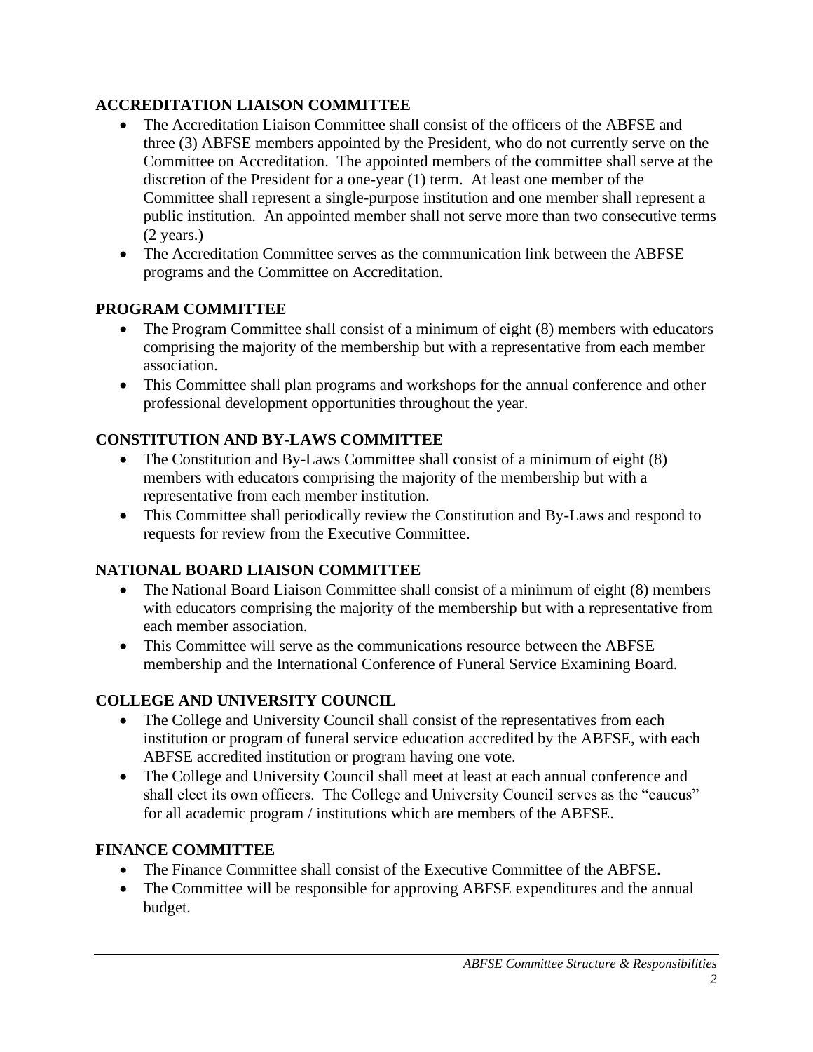## ACCREDITATION LIAISON COMMITTEE

- The Accreditation Liaison Committee shall consist of the officers of the ABFSE and three (3) ABFSE members appointed by the President, who do not currently serve on the Committee on Accreditation. The appointed members of the committee shall serve at the discretion of the President for a one-year (1) term. At least one member of the Committee shall represent a single-purpose institution and one member shall represent a public institution. An appointed member shall not serve more than two consecutive terms (2 years.)
- The Accreditation Committee serves as the communication link between the ABFSE programs and the Committee on Accreditation.

## PROGRAM COMMITTEE

- The Program Committee shall consist of a minimum of eight (8) members with educators comprising the majority of the membership but with a representative from each member association.
- This Committee shall plan programs and workshops for the annual conference and other professional development opportunities throughout the year.

## CONSTITUTION AND BY-LAWS COMMITTEE

- The Constitution and By-Laws Committee shall consist of a minimum of eight (8) members with educators comprising the majority of the membership but with a representative from each member institution.
- This Committee shall periodically review the Constitution and By-Laws and respond to requests for review from the Executive Committee.

## NATIONAL BOARD LIAISON COMMITTEE

- The National Board Liaison Committee shall consist of a minimum of eight (8) members with educators comprising the majority of the membership but with a representative from each member association.
- This Committee will serve as the communications resource between the ABFSE membership and the International Conference of Funeral Service Examining Board.

## COLLEGE AND UNIVERSITY COUNCIL

- The College and University Council shall consist of the representatives from each institution or program of funeral service education accredited by the ABFSE, with each ABFSE accredited institution or program having one vote.
- The College and University Council shall meet at least at each annual conference and shall elect its own officers. The College and University Council serves as the "caucus" for all academic program / institutions which are members of the ABFSE.

## FINANCE COMMITTEE

- The Finance Committee shall consist of the Executive Committee of the ABFSE.
- The Committee will be responsible for approving ABFSE expenditures and the annual budget.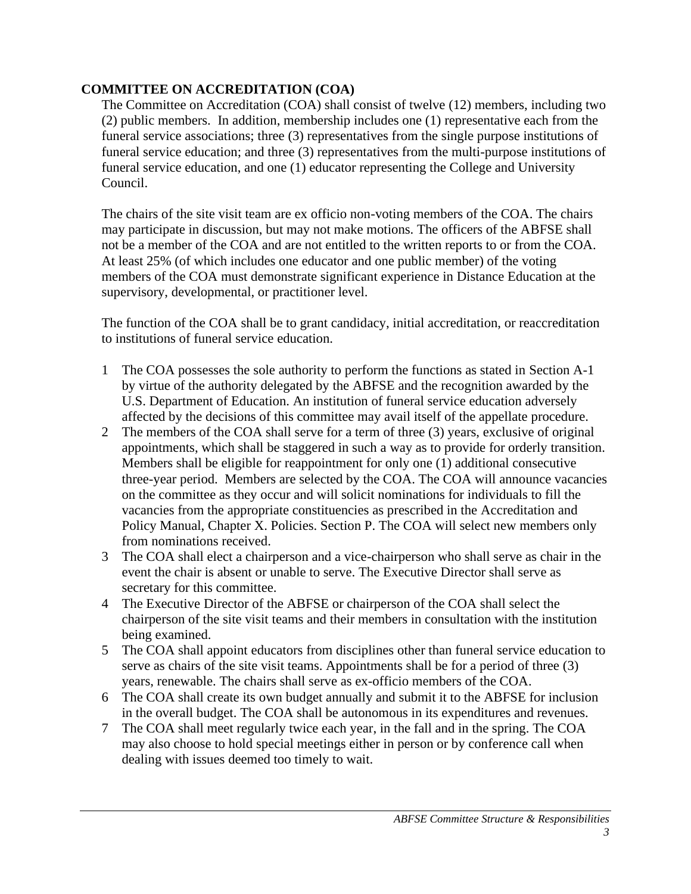**COMMITTEE ON ACCREDITATION (COA)**

The Committee on Accreditation (COA) shall consist of twelve (12) members, including two (2) public members. In addition, membership includes one (1) representative each from the funeral service associations; three (3) representatives from the single purpose institutions of funeral service education; and three (3) representatives from the multi-purpose institutions of funeral service education, and one (1) educator representing the College and University Council.

The chairs of the site visit team are ex officio non-voting members of the COA. The chairs may participate in discussion, but may not make motions. The officers of the ABFSE shall not be a member of the COA and are not entitled to the written reports to or from the COA. At least 25% (of which includes one educator and one public member) of the voting members of the COA must demonstrate significant experience in Distance Education at the supervisory, developmental, or practitioner level.

The function of the COA shall be to grant candidacy, initial accreditation, or reaccreditation to institutions of funeral service education.

1. The COA possesses the sole authority to perform the functions as stated in Section A-1 by virtue of the authority delegated by the ABFSE and the recognition awarded by the U.S. Department of Education. An institution of funeral service education adversely affected by the decisions of this committee may avail itself of the appellate procedure.
2. The members of the COA shall serve for a term of three (3) years, exclusive of original appointments, which shall be staggered in such a way as to provide for orderly transition. Members shall be eligible for reappointment for only one (1) additional consecutive three-year period. Members are selected by the COA. The COA will announce vacancies on the committee as they occur and will solicit nominations for individuals to fill the vacancies from the appropriate constituencies as prescribed in the Accreditation and Policy Manual, Chapter X. Policies. Section P. The COA will select new members only from nominations received.
3. The COA shall elect a chairperson and a vice-chairperson who shall serve as chair in the event the chair is absent or unable to serve. The Executive Director shall serve as secretary for this committee.
4. The Executive Director of the ABFSE or chairperson of the COA shall select the chairperson of the site visit teams and their members in consultation with the institution being examined.
5. The COA shall appoint educators from disciplines other than funeral service education to serve as chairs of the site visit teams. Appointments shall be for a period of three (3) years, renewable. The chairs shall serve as ex-officio members of the COA.
6. The COA shall create its own budget annually and submit it to the ABFSE for inclusion in the overall budget. The COA shall be autonomous in its expenditures and revenues.
7. The COA shall meet regularly twice each year, in the fall and in the spring. The COA may also choose to hold special meetings either in person or by conference call when dealing with issues deemed too timely to wait.